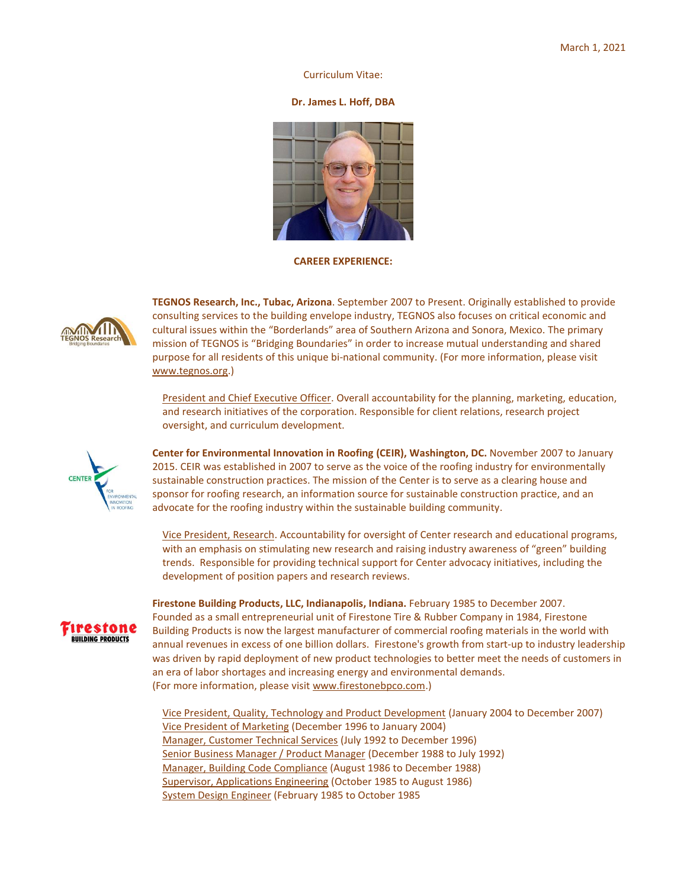March 1, 2021

Curriculum Vitae:

**Dr. James L. Hoff, DBA**

**CAREER EXPERIENCE:**

**TEGNOS Research, Inc., Tubac, Arizona**. September 2007 to Present. Originally established to provide consulting services to the building envelope industry, TEGNOS also focuses on critical economic and cultural issues within the "Borderlands" area of Southern Arizona and Sonora, Mexico. The primary mission of TEGNOS is "Bridging Boundaries" in order to increase mutual understanding and shared purpose for all residents of this unique bi-national community. (For more information, please visit www.tegnos.org.)

President and Chief Executive Officer. Overall accountability for the planning, marketing, education, and research initiatives of the corporation. Responsible for client relations, research project oversight, and curriculum development.

**Center for Environmental Innovation in Roofing (CEIR), Washington, DC.** November 2007 to January 2015. CEIR was established in 2007 to serve as the voice of the roofing industry for environmentally sustainable construction practices. The mission of the Center is to serve as a clearing house and sponsor for roofing research, an information source for sustainable construction practice, and an advocate for the roofing industry within the sustainable building community.

Vice President, Research. Accountability for oversight of Center research and educational programs, with an emphasis on stimulating new research and raising industry awareness of "green" building trends. Responsible for providing technical support for Center advocacy initiatives, including the development of position papers and research reviews.

**Firestone Building Products, LLC, Indianapolis, Indiana.** February 1985 to December 2007. Founded as a small entrepreneurial unit of Firestone Tire & Rubber Company in 1984, Firestone Building Products is now the largest manufacturer of commercial roofing materials in the world with annual revenues in excess of one billion dollars. Firestone's growth from start-up to industry leadership was driven by rapid deployment of new product technologies to better meet the needs of customers in an era of labor shortages and increasing energy and environmental demands.
(For more information, please visit www.firestonebpco.com.)

Vice President, Quality, Technology and Product Development (January 2004 to December 2007)
Vice President of Marketing (December 1996 to January 2004)
Manager, Customer Technical Services (July 1992 to December 1996)
Senior Business Manager / Product Manager (December 1988 to July 1992)
Manager, Building Code Compliance (August 1986 to December 1988)
Supervisor, Applications Engineering (October 1985 to August 1986)
System Design Engineer (February 1985 to October 1985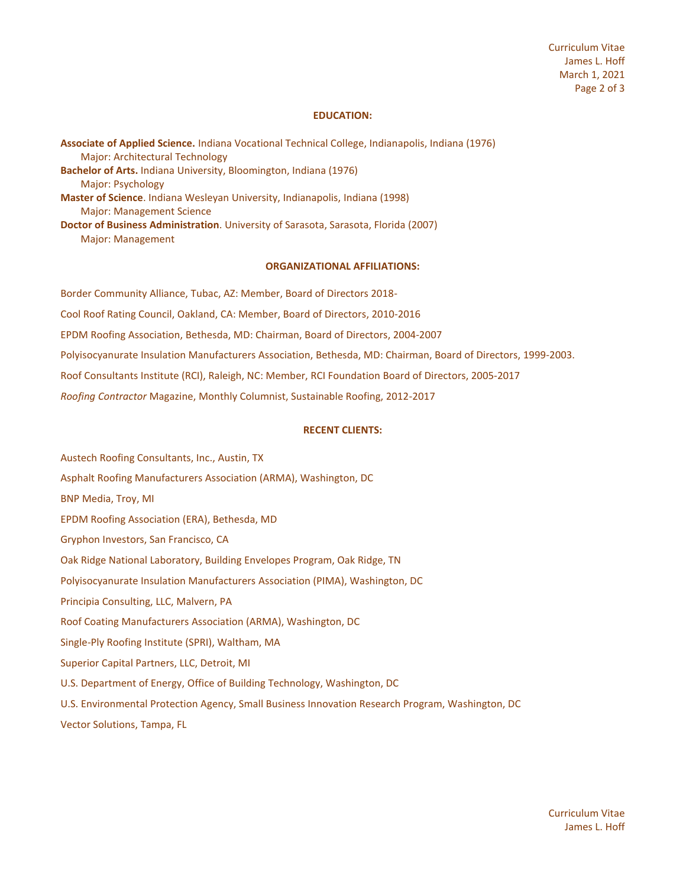## EDUCATION:

**Associate of Applied Science.** Indiana Vocational Technical College, Indianapolis, Indiana (1976)
Major: Architectural Technology

**Bachelor of Arts.** Indiana University, Bloomington, Indiana (1976)
Major: Psychology

**Master of Science**. Indiana Wesleyan University, Indianapolis, Indiana (1998)
Major: Management Science

**Doctor of Business Administration**. University of Sarasota, Sarasota, Florida (2007)
Major: Management

## ORGANIZATIONAL AFFILIATIONS:

Border Community Alliance, Tubac, AZ: Member, Board of Directors 2018-

Cool Roof Rating Council, Oakland, CA: Member, Board of Directors, 2010-2016

EPDM Roofing Association, Bethesda, MD: Chairman, Board of Directors, 2004-2007

Polyisocyanurate Insulation Manufacturers Association, Bethesda, MD: Chairman, Board of Directors, 1999-2003.

Roof Consultants Institute (RCI), Raleigh, NC: Member, RCI Foundation Board of Directors, 2005-2017

*Roofing Contractor* Magazine, Monthly Columnist, Sustainable Roofing, 2012-2017

## RECENT CLIENTS:

Austech Roofing Consultants, Inc., Austin, TX

Asphalt Roofing Manufacturers Association (ARMA), Washington, DC

BNP Media, Troy, MI

EPDM Roofing Association (ERA), Bethesda, MD

Gryphon Investors, San Francisco, CA

Oak Ridge National Laboratory, Building Envelopes Program, Oak Ridge, TN

Polyisocyanurate Insulation Manufacturers Association (PIMA), Washington, DC

Principia Consulting, LLC, Malvern, PA

Roof Coating Manufacturers Association (ARMA), Washington, DC

Single-Ply Roofing Institute (SPRI), Waltham, MA

Superior Capital Partners, LLC, Detroit, MI

U.S. Department of Energy, Office of Building Technology, Washington, DC

U.S. Environmental Protection Agency, Small Business Innovation Research Program, Washington, DC

Vector Solutions, Tampa, FL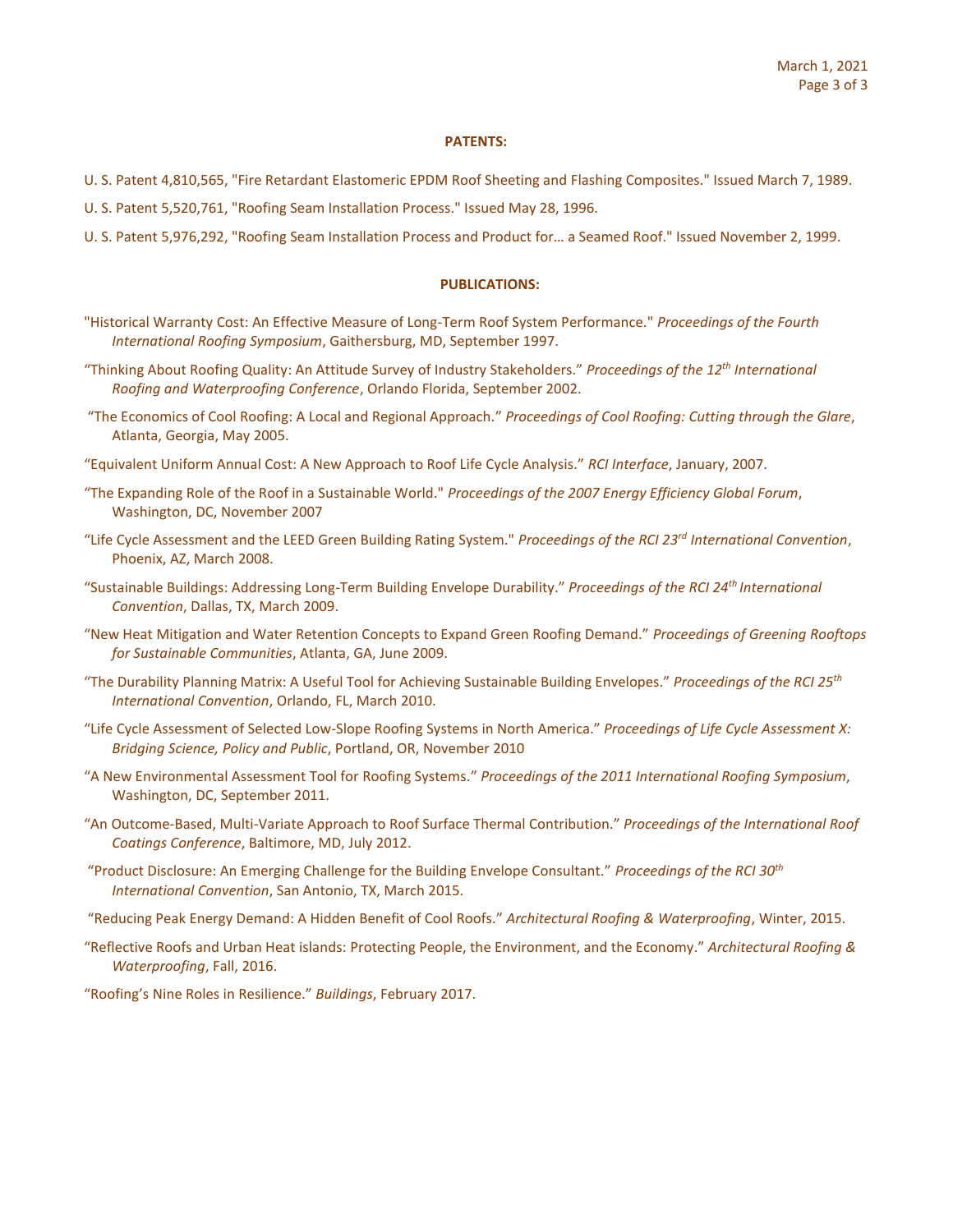**PATENTS:**

U. S. Patent 4,810,565, "Fire Retardant Elastomeric EPDM Roof Sheeting and Flashing Composites." Issued March 7, 1989.

U. S. Patent 5,520,761, "Roofing Seam Installation Process." Issued May 28, 1996.

U. S. Patent 5,976,292, "Roofing Seam Installation Process and Product for… a Seamed Roof." Issued November 2, 1999.

**PUBLICATIONS:**

"Historical Warranty Cost: An Effective Measure of Long-Term Roof System Performance." *Proceedings of the Fourth International Roofing Symposium*, Gaithersburg, MD, September 1997.

"Thinking About Roofing Quality: An Attitude Survey of Industry Stakeholders." *Proceedings of the 12th International Roofing and Waterproofing Conference*, Orlando Florida, September 2002.

"The Economics of Cool Roofing: A Local and Regional Approach." *Proceedings of Cool Roofing: Cutting through the Glare*, Atlanta, Georgia, May 2005.

"Equivalent Uniform Annual Cost: A New Approach to Roof Life Cycle Analysis." *RCI Interface*, January, 2007.

"The Expanding Role of the Roof in a Sustainable World." *Proceedings of the 2007 Energy Efficiency Global Forum*, Washington, DC, November 2007

"Life Cycle Assessment and the LEED Green Building Rating System." *Proceedings of the RCI 23rd International Convention*, Phoenix, AZ, March 2008.

"Sustainable Buildings: Addressing Long-Term Building Envelope Durability." *Proceedings of the RCI 24th International Convention*, Dallas, TX, March 2009.

"New Heat Mitigation and Water Retention Concepts to Expand Green Roofing Demand." *Proceedings of Greening Rooftops for Sustainable Communities*, Atlanta, GA, June 2009.

"The Durability Planning Matrix: A Useful Tool for Achieving Sustainable Building Envelopes." *Proceedings of the RCI 25th International Convention*, Orlando, FL, March 2010.

"Life Cycle Assessment of Selected Low-Slope Roofing Systems in North America." *Proceedings of Life Cycle Assessment X: Bridging Science, Policy and Public*, Portland, OR, November 2010

"A New Environmental Assessment Tool for Roofing Systems." *Proceedings of the 2011 International Roofing Symposium*, Washington, DC, September 2011.

"An Outcome-Based, Multi-Variate Approach to Roof Surface Thermal Contribution." *Proceedings of the International Roof Coatings Conference*, Baltimore, MD, July 2012.

"Product Disclosure: An Emerging Challenge for the Building Envelope Consultant." *Proceedings of the RCI 30th International Convention*, San Antonio, TX, March 2015.

"Reducing Peak Energy Demand: A Hidden Benefit of Cool Roofs." *Architectural Roofing & Waterproofing*, Winter, 2015.

"Reflective Roofs and Urban Heat islands: Protecting People, the Environment, and the Economy." *Architectural Roofing & Waterproofing*, Fall, 2016.

"Roofing's Nine Roles in Resilience." *Buildings*, February 2017.